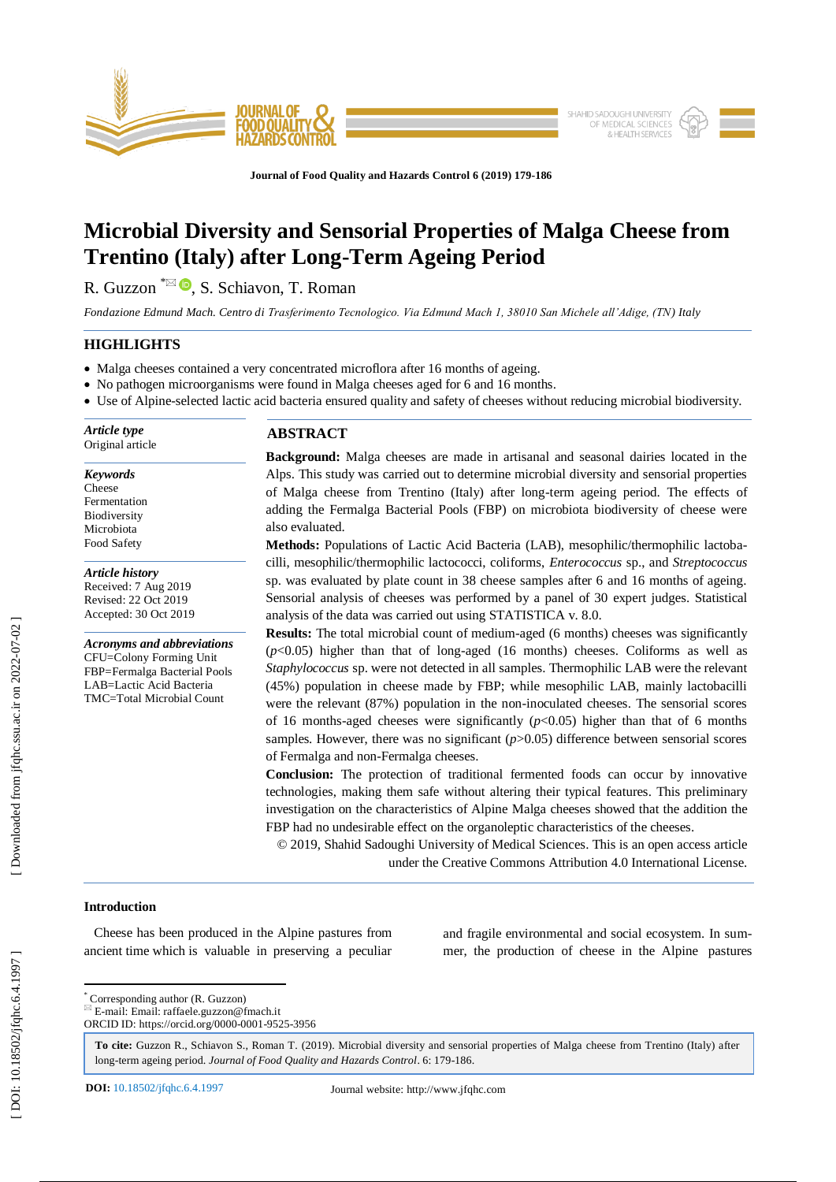# Microbial Diversity and Sensorial Properties of Malga Cheese from Trentino (Italy) after Long-Term Ageing Period

R. Guzzon [*], S. Schiavon, T. Roman

*Fondazione Edmund Mach. Centro di Trasferimento Tecnologico. Via Edmund Mach 1, 38010 San Michele all'Adige, (TN) Italy*

## HIGHLIGHTS

- Malga cheeses contained a very concentrated microflora after 16 months of ageing.
- No pathogen microorganisms were found in Malga cheeses aged for 6 and 16 months.
- Use of Alpine-selected lactic acid bacteria ensured quality and safety of cheeses without reducing microbial biodiversity.

***Article type***
Original article

***Keywords***
Cheese
Fermentation
Biodiversity
Microbiota
Food Safety

***Article history***
Received: 7 Aug 2019
Revised: 22 Oct 2019
Accepted: 30 Oct 2019

***Acronyms and abbreviations***
CFU=Colony Forming Unit
FBP=Fermalga Bacterial Pools
LAB=Lactic Acid Bacteria
TMC=Total Microbial Count

## ABSTRACT

**Background:** Malga cheeses are made in artisanal and seasonal dairies located in the Alps. This study was carried out to determine microbial diversity and sensorial properties of Malga cheese from Trentino (Italy) after long-term ageing period. The effects of adding the Fermalga Bacterial Pools (FBP) on microbiota biodiversity of cheese were also evaluated.

**Methods:** Populations of Lactic Acid Bacteria (LAB), mesophilic/thermophilic lactobacilli, mesophilic/thermophilic lactococci, coliforms, *Enterococcus* sp., and *Streptococcus* sp. was evaluated by plate count in 38 cheese samples after 6 and 16 months of ageing. Sensorial analysis of cheeses was performed by a panel of 30 expert judges. Statistical analysis of the data was carried out using STATISTICA v. 8.0.

**Results:** The total microbial count of medium-aged (6 months) cheeses was significantly ($p$<0.05) higher than that of long-aged (16 months) cheeses. Coliforms as well as *Staphylococcus* sp. were not detected in all samples. Thermophilic LAB were the relevant (45%) population in cheese made by FBP; while mesophilic LAB, mainly lactobacilli were the relevant (87%) population in the non-inoculated cheeses. The sensorial scores of 16 months-aged cheeses were significantly ($p$<0.05) higher than that of 6 months samples. However, there was no significant ($p$>0.05) difference between sensorial scores of Fermalga and non-Fermalga cheeses.

**Conclusion:** The protection of traditional fermented foods can occur by innovative technologies, making them safe without altering their typical features. This preliminary investigation on the characteristics of Alpine Malga cheeses showed that the addition the FBP had no undesirable effect on the organoleptic characteristics of the cheeses.

© 2019, Shahid Sadoughi University of Medical Sciences. This is an open access article under the Creative Commons Attribution 4.0 International License.

## Introduction

Cheese has been produced in the Alpine pastures from ancient time which is valuable in preserving a peculiar and fragile environmental and social ecosystem. In summer, the production of cheese in the Alpine pastures

[*] Corresponding author (R. Guzzon)
E-mail: Email: raffaele.guzzon@fmach.it
ORCID ID: https://orcid.org/0000-0001-9525-3956

**To cite:** Guzzon R., Schiavon S., Roman T. (2019). Microbial diversity and sensorial properties of Malga cheese from Trentino (Italy) after long-term ageing period. *Journal of Food Quality and Hazards Control*. 6: 179-186.

**DOI:** 10.18502/jfqhc.6.4.1997 Journal website: http://www.jfqhc.com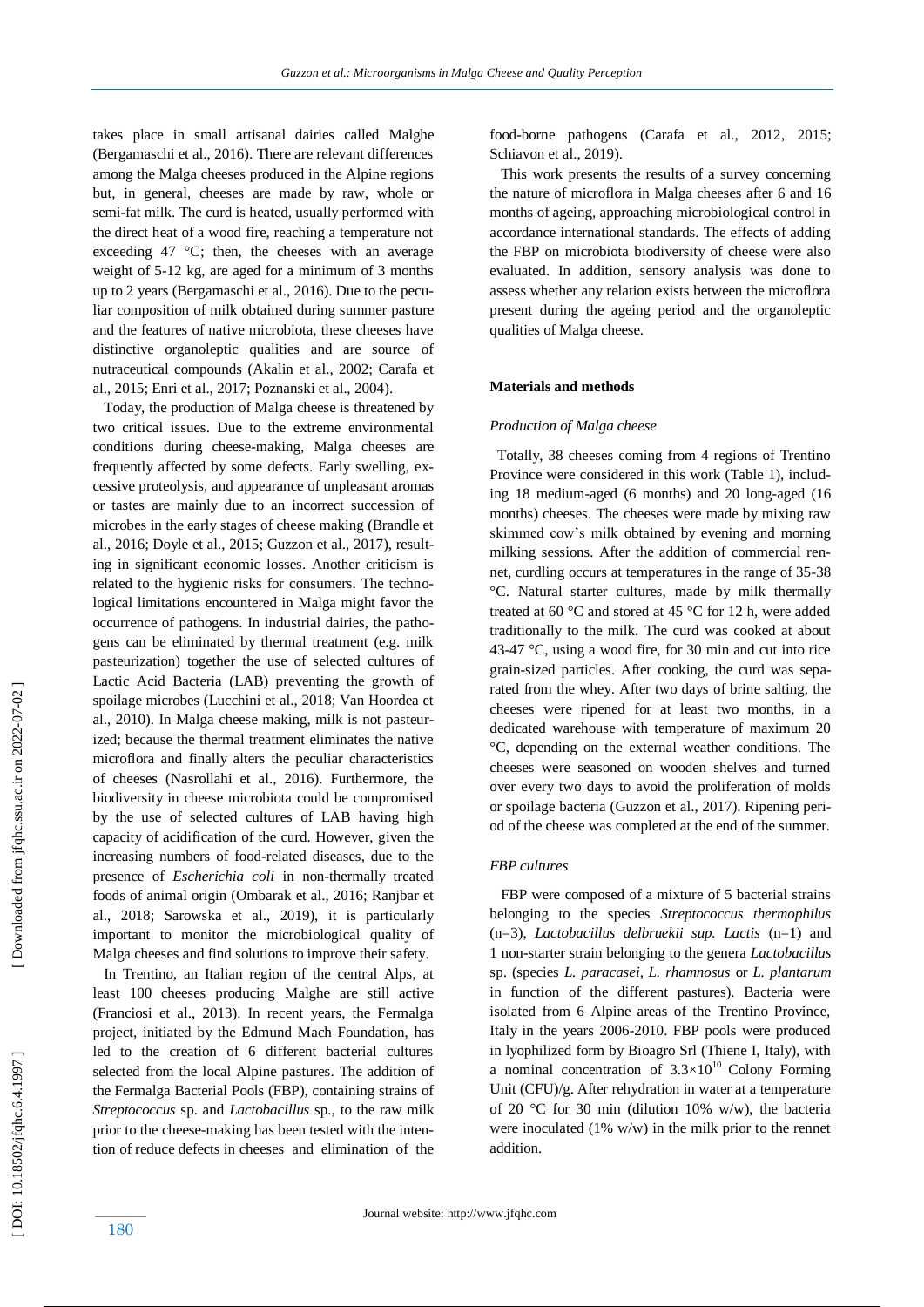takes place in small artisanal dairies called Malghe (Bergamaschi et al., 2016). There are relevant differences among the Malga cheeses produced in the Alpine regions but, in general, cheeses are made by raw, whole or semi-fat milk. The curd is heated, usually performed with the direct heat of a wood fire, reaching a temperature not exceeding 47 °C; then, the cheeses with an average weight of 5-12 kg, are aged for a minimum of 3 months up to 2 years (Bergamaschi et al., 2016). Due to the peculiar composition of milk obtained during summer pasture and the features of native microbiota, these cheeses have distinctive organoleptic qualities and are source of nutraceutical compounds (Akalin et al., 2002; Carafa et al., 2015; Enri et al., 2017; Poznanski et al., 2004).

Today, the production of Malga cheese is threatened by two critical issues. Due to the extreme environmental conditions during cheese-making, Malga cheeses are frequently affected by some defects. Early swelling, excessive proteolysis, and appearance of unpleasant aromas or tastes are mainly due to an incorrect succession of microbes in the early stages of cheese making (Brandle et al., 2016; Doyle et al., 2015; Guzzon et al., 2017), resulting in significant economic losses. Another criticism is related to the hygienic risks for consumers. The technological limitations encountered in Malga might favor the occurrence of pathogens. In industrial dairies, the pathogens can be eliminated by thermal treatment (e.g. milk pasteurization) together the use of selected cultures of Lactic Acid Bacteria (LAB) preventing the growth of spoilage microbes (Lucchini et al., 2018; Van Hoordea et al., 2010). In Malga cheese making, milk is not pasteurized; because the thermal treatment eliminates the native microflora and finally alters the peculiar characteristics of cheeses (Nasrollahi et al., 2016). Furthermore, the biodiversity in cheese microbiota could be compromised by the use of selected cultures of LAB having high capacity of acidification of the curd. However, given the increasing numbers of food-related diseases, due to the presence of *Escherichia coli* in non-thermally treated foods of animal origin (Ombarak et al., 2016; Ranjbar et al., 2018; Sarowska et al., 2019), it is particularly important to monitor the microbiological quality of Malga cheeses and find solutions to improve their safety.

In Trentino, an Italian region of the central Alps, at least 100 cheeses producing Malghe are still active (Franciosi et al., 2013). In recent years, the Fermalga project, initiated by the Edmund Mach Foundation, has led to the creation of 6 different bacterial cultures selected from the local Alpine pastures. The addition of the Fermalga Bacterial Pools (FBP), containing strains of *Streptococcus* sp. and *Lactobacillus* sp., to the raw milk prior to the cheese-making has been tested with the intention of reduce defects in cheeses and elimination of the food-borne pathogens (Carafa et al., 2012, 2015; Schiavon et al., 2019).

This work presents the results of a survey concerning the nature of microflora in Malga cheeses after 6 and 16 months of ageing, approaching microbiological control in accordance international standards. The effects of adding the FBP on microbiota biodiversity of cheese were also evaluated. In addition, sensory analysis was done to assess whether any relation exists between the microflora present during the ageing period and the organoleptic qualities of Malga cheese.

## Materials and methods

### *Production of Malga cheese*

Totally, 38 cheeses coming from 4 regions of Trentino Province were considered in this work (Table 1), including 18 medium-aged (6 months) and 20 long-aged (16 months) cheeses. The cheeses were made by mixing raw skimmed cow's milk obtained by evening and morning milking sessions. After the addition of commercial rennet, curdling occurs at temperatures in the range of 35-38 °C. Natural starter cultures, made by milk thermally treated at 60 °C and stored at 45 °C for 12 h, were added traditionally to the milk. The curd was cooked at about 43-47 °C, using a wood fire, for 30 min and cut into rice grain-sized particles. After cooking, the curd was separated from the whey. After two days of brine salting, the cheeses were ripened for at least two months, in a dedicated warehouse with temperature of maximum 20 °C, depending on the external weather conditions. The cheeses were seasoned on wooden shelves and turned over every two days to avoid the proliferation of molds or spoilage bacteria (Guzzon et al., 2017). Ripening period of the cheese was completed at the end of the summer.

### *FBP cultures*

FBP were composed of a mixture of 5 bacterial strains belonging to the species *Streptococcus thermophilus* (n=3), *Lactobacillus delbruekii sup. Lactis* (n=1) and 1 non-starter strain belonging to the genera *Lactobacillus* sp. (species *L. paracasei*, *L. rhamnosus* or *L. plantarum* in function of the different pastures). Bacteria were isolated from 6 Alpine areas of the Trentino Province, Italy in the years 2006-2010. FBP pools were produced in lyophilized form by Bioagro Srl (Thiene I, Italy), with a nominal concentration of $3.3\times10^{10}$ Colony Forming Unit (CFU)/g. After rehydration in water at a temperature of 20 °C for 30 min (dilution 10% w/w), the bacteria were inoculated (1% w/w) in the milk prior to the rennet addition.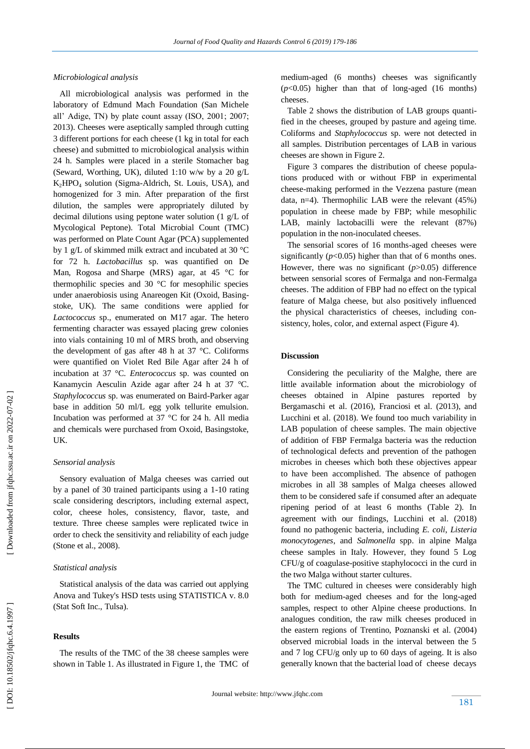### *Microbiological analysis*

All microbiological analysis was performed in the laboratory of Edmund Mach Foundation (San Michele all' Adige, TN) by plate count assay (ISO, 2001; 2007; 2013). Cheeses were aseptically sampled through cutting 3 different portions for each cheese (1 kg in total for each cheese) and submitted to microbiological analysis within 24 h. Samples were placed in a sterile Stomacher bag (Seward, Worthing, UK), diluted 1:10 w/w by a 20 g/L $K_2HPO_4$ solution (Sigma-Aldrich, St. Louis, USA), and homogenized for 3 min. After preparation of the first dilution, the samples were appropriately diluted by decimal dilutions using peptone water solution (1 g/L of Mycological Peptone). Total Microbial Count (TMC) was performed on Plate Count Agar (PCA) supplemented by 1 g/L of skimmed milk extract and incubated at 30 °C for 72 h. *Lactobacillus* sp. was quantified on De Man, Rogosa and Sharpe (MRS) agar, at 45 °C for thermophilic species and 30 °C for mesophilic species under anaerobiosis using Anareogen Kit (Oxoid, Basingstoke, UK). The same conditions were applied for *Lactococcus* sp., enumerated on M17 agar. The hetero fermenting character was essayed placing grew colonies into vials containing 10 ml of MRS broth, and observing the development of gas after 48 h at 37 °C. Coliforms were quantified on Violet Red Bile Agar after 24 h of incubation at 37 °C. *Enterococcus* sp. was counted on Kanamycin Aesculin Azide agar after 24 h at 37 °C. *Staphylococcus* sp. was enumerated on Baird-Parker agar base in addition 50 ml/L egg yolk tellurite emulsion. Incubation was performed at 37 °C for 24 h. All media and chemicals were purchased from Oxoid, Basingstoke, UK.

### *Sensorial analysis*

Sensory evaluation of Malga cheeses was carried out by a panel of 30 trained participants using a 1-10 rating scale considering descriptors, including external aspect, color, cheese holes, consistency, flavor, taste, and texture. Three cheese samples were replicated twice in order to check the sensitivity and reliability of each judge (Stone et al., 2008).

### *Statistical analysis*

Statistical analysis of the data was carried out applying Anova and Tukey's HSD tests using STATISTICA v. 8.0 (Stat Soft Inc., Tulsa).

## Results

The results of the TMC of the 38 cheese samples were shown in Table 1. As illustrated in Figure 1, the TMC of medium-aged (6 months) cheeses was significantly ($p<0.05$) higher than that of long-aged (16 months) cheeses.

Table 2 shows the distribution of LAB groups quantified in the cheeses, grouped by pasture and ageing time. Coliforms and *Staphylococcus* sp. were not detected in all samples. Distribution percentages of LAB in various cheeses are shown in Figure 2.

Figure 3 compares the distribution of cheese populations produced with or without FBP in experimental cheese-making performed in the Vezzena pasture (mean data, n=4). Thermophilic LAB were the relevant (45%) population in cheese made by FBP; while mesophilic LAB, mainly lactobacilli were the relevant (87%) population in the non-inoculated cheeses.

The sensorial scores of 16 months-aged cheeses were significantly ($p<0.05$) higher than that of 6 months ones. However, there was no significant ($p>0.05$) difference between sensorial scores of Fermalga and non-Fermalga cheeses. The addition of FBP had no effect on the typical feature of Malga cheese, but also positively influenced the physical characteristics of cheeses, including consistency, holes, color, and external aspect (Figure 4).

## Discussion

Considering the peculiarity of the Malghe, there are little available information about the microbiology of cheeses obtained in Alpine pastures reported by Bergamaschi et al. (2016), Franciosi et al. (2013), and Lucchini et al. (2018). We found too much variability in LAB population of cheese samples. The main objective of addition of FBP Fermalga bacteria was the reduction of technological defects and prevention of the pathogen microbes in cheeses which both these objectives appear to have been accomplished. The absence of pathogen microbes in all 38 samples of Malga cheeses allowed them to be considered safe if consumed after an adequate ripening period of at least 6 months (Table 2). In agreement with our findings, Lucchini et al. (2018) found no pathogenic bacteria, including *E. coli*, *Listeria monocytogenes*, and *Salmonella* spp. in alpine Malga cheese samples in Italy. However, they found 5 Log CFU/g of coagulase-positive staphylococci in the curd in the two Malga without starter cultures.

The TMC cultured in cheeses were considerably high both for medium-aged cheeses and for the long-aged samples, respect to other Alpine cheese productions. In analogues condition, the raw milk cheeses produced in the eastern regions of Trentino, Poznanski et al. (2004) observed microbial loads in the interval between the 5 and 7 log CFU/g only up to 60 days of ageing. It is also generally known that the bacterial load of cheese decays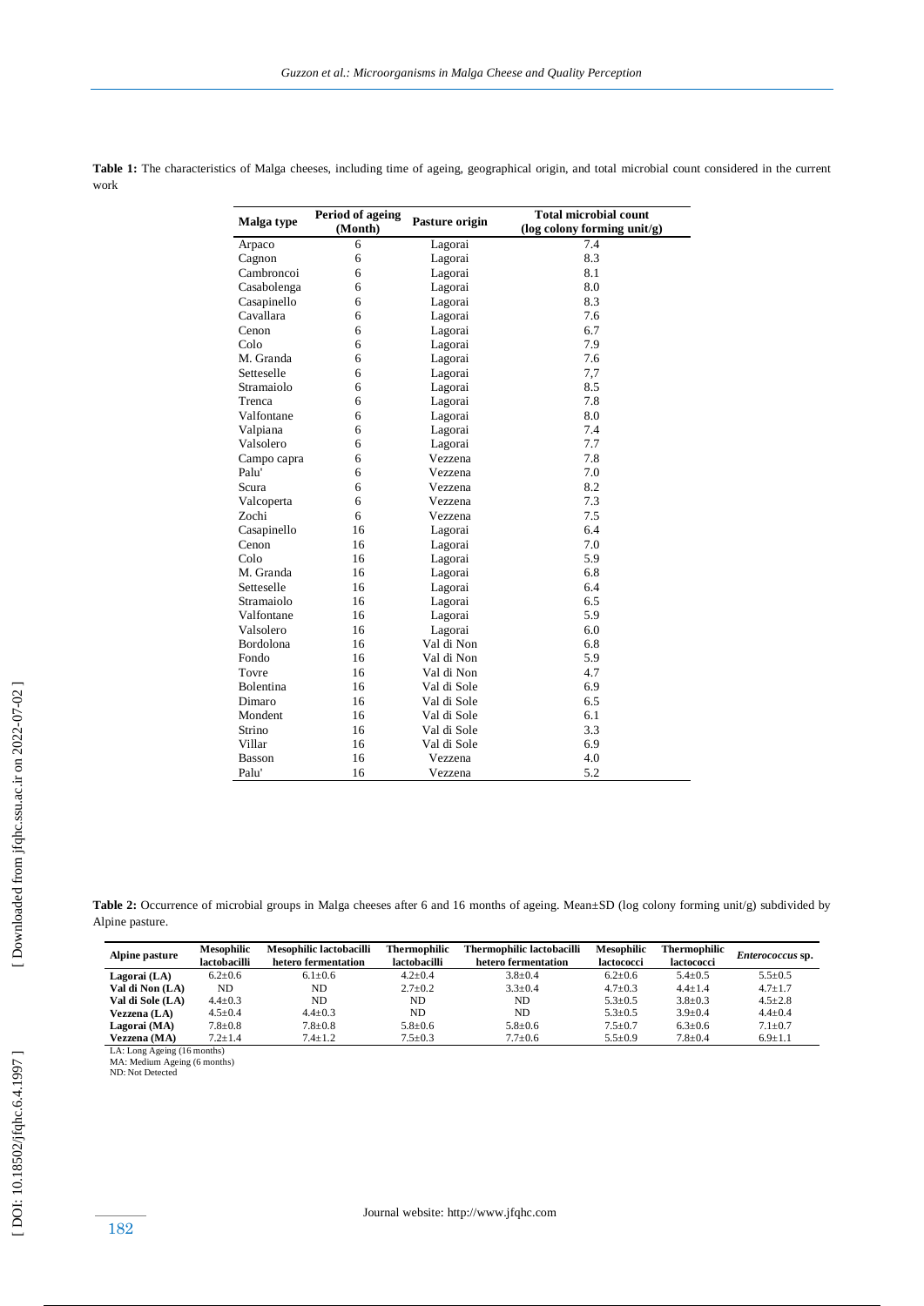**Table 1:** The characteristics of Malga cheeses, including time of ageing, geographical origin, and total microbial count considered in the current work

| Malga type | Period of ageing (Month) | Pasture origin | Total microbial count (log colony forming unit/g) |
|---|---|---|---|
| Arpaco | 6 | Lagorai | 7.4 |
| Cagnon | 6 | Lagorai | 8.3 |
| Cambroncoi | 6 | Lagorai | 8.1 |
| Casabolenga | 6 | Lagorai | 8.0 |
| Casapinello | 6 | Lagorai | 8.3 |
| Cavallara | 6 | Lagorai | 7.6 |
| Cenon | 6 | Lagorai | 6.7 |
| Colo | 6 | Lagorai | 7.9 |
| M. Granda | 6 | Lagorai | 7.6 |
| Setteselle | 6 | Lagorai | 7,7 |
| Stramaiolo | 6 | Lagorai | 8.5 |
| Trenca | 6 | Lagorai | 7.8 |
| Valfontane | 6 | Lagorai | 8.0 |
| Valpiana | 6 | Lagorai | 7.4 |
| Valsolero | 6 | Lagorai | 7.7 |
| Campo capra | 6 | Vezzena | 7.8 |
| Palu' | 6 | Vezzena | 7.0 |
| Scura | 6 | Vezzena | 8.2 |
| Valcoperta | 6 | Vezzena | 7.3 |
| Zochi | 6 | Vezzena | 7.5 |
| Casapinello | 16 | Lagorai | 6.4 |
| Cenon | 16 | Lagorai | 7.0 |
| Colo | 16 | Lagorai | 5.9 |
| M. Granda | 16 | Lagorai | 6.8 |
| Setteselle | 16 | Lagorai | 6.4 |
| Stramaiolo | 16 | Lagorai | 6.5 |
| Valfontane | 16 | Lagorai | 5.9 |
| Valsolero | 16 | Lagorai | 6.0 |
| Bordolona | 16 | Val di Non | 6.8 |
| Fondo | 16 | Val di Non | 5.9 |
| Tovre | 16 | Val di Non | 4.7 |
| Bolentina | 16 | Val di Sole | 6.9 |
| Dimaro | 16 | Val di Sole | 6.5 |
| Mondent | 16 | Val di Sole | 6.1 |
| Strino | 16 | Val di Sole | 3.3 |
| Villar | 16 | Val di Sole | 6.9 |
| Basson | 16 | Vezzena | 4.0 |
| Palu' | 16 | Vezzena | 5.2 |

**Table 2:** Occurrence of microbial groups in Malga cheeses after 6 and 16 months of ageing. Mean±SD (log colony forming unit/g) subdivided by Alpine pasture.

| Alpine pasture | Mesophilic lactobacilli | Mesophilic lactobacilli hetero fermentation | Thermophilic lactobacilli | Thermophilic lactobacilli hetero fermentation | Mesophilic lactococci | Thermophilic lactococci | *Enterococcus* sp. |
|---|---|---|---|---|---|---|---|
| **Lagorai (LA)** | 6.2±0.6 | 6.1±0.6 | 4.2±0.4 | 3.8±0.4 | 6.2±0.6 | 5.4±0.5 | 5.5±0.5 |
| **Val di Non (LA)** | ND | ND | 2.7±0.2 | 3.3±0.4 | 4.7±0.3 | 4.4±1.4 | 4.7±1.7 |
| **Val di Sole (LA)** | 4.4±0.3 | ND | ND | ND | 5.3±0.5 | 3.8±0.3 | 4.5±2.8 |
| **Vezzena (LA)** | 4.5±0.4 | 4.4±0.3 | ND | ND | 5.3±0.5 | 3.9±0.4 | 4.4±0.4 |
| **Lagorai (MA)** | 7.8±0.8 | 7.8±0.8 | 5.8±0.6 | 5.8±0.6 | 7.5±0.7 | 6.3±0.6 | 7.1±0.7 |
| **Vezzena (MA)** | 7.2±1.4 | 7.4±1.2 | 7.5±0.3 | 7.7±0.6 | 5.5±0.9 | 7.8±0.4 | 6.9±1.1 |

LA: Long Ageing (16 months)
MA: Medium Ageing (6 months)
ND: Not Detected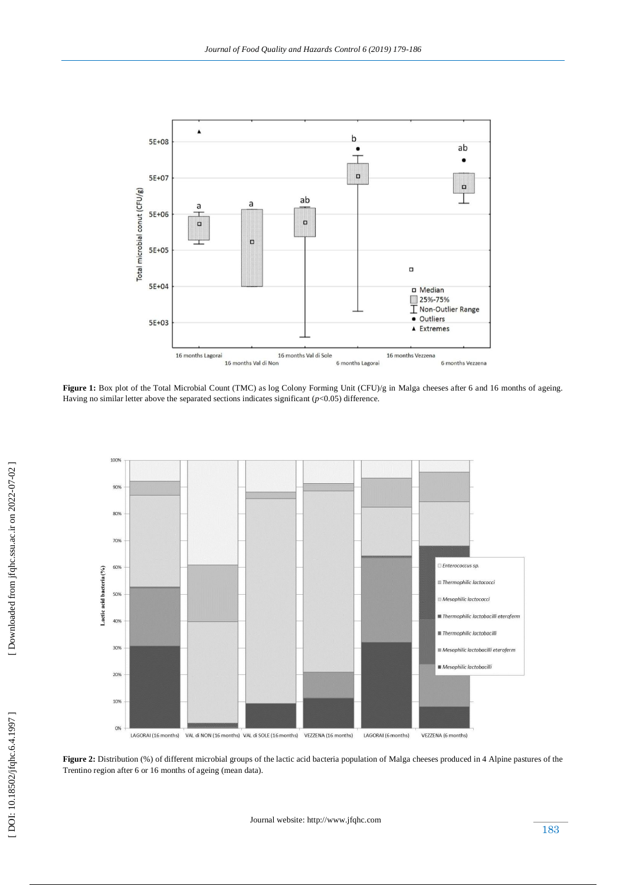Figure 1: Box plot of the Total Microbial Count (TMC) as log Colony Forming Unit (CFU)/g in Malga cheeses after 6 and 16 months of ageing. Having no similar letter above the separated sections indicates significant ($p$<0.05) difference.

Figure 2: Distribution (%) of different microbial groups of the lactic acid bacteria population of Malga cheeses produced in 4 Alpine pastures of the Trentino region after 6 or 16 months of ageing (mean data).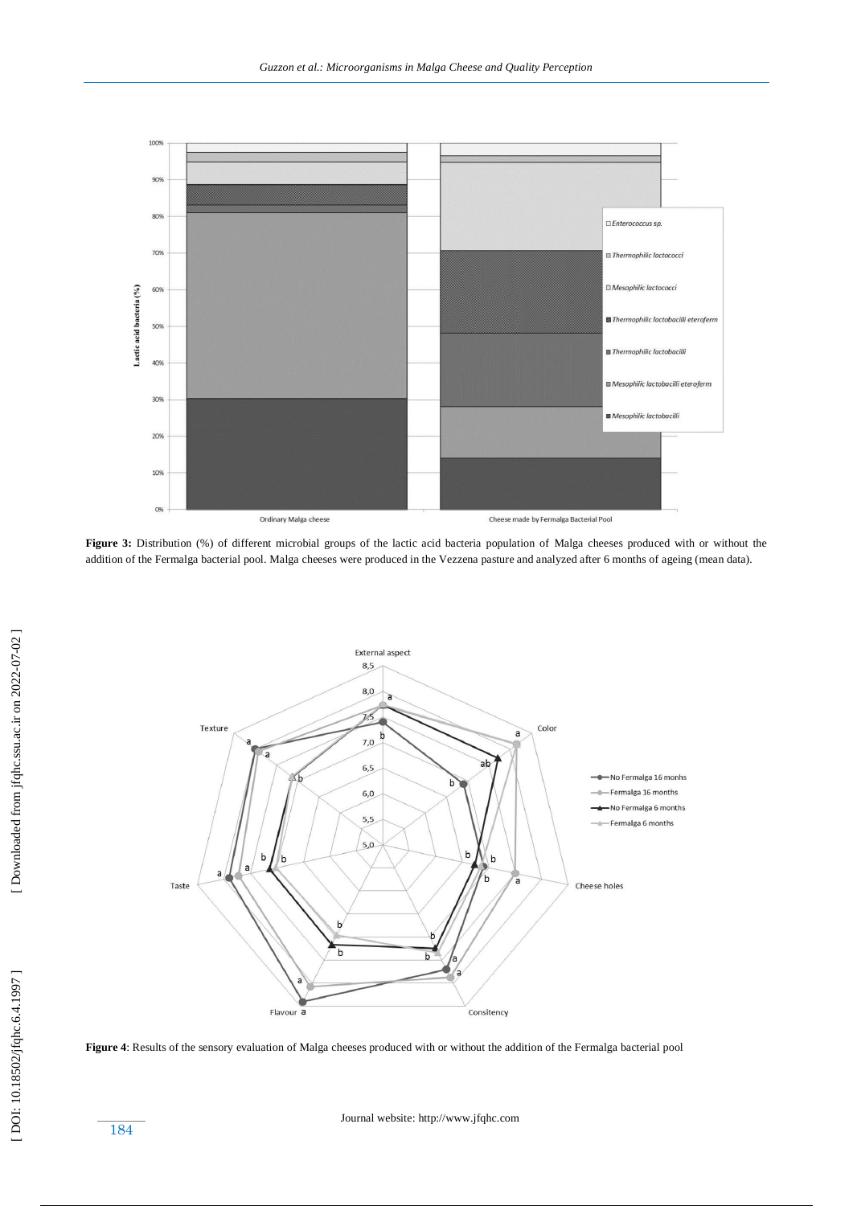**Figure 3:** Distribution (%) of different microbial groups of the lactic acid bacteria population of Malga cheeses produced with or without the addition of the Fermalga bacterial pool. Malga cheeses were produced in the Vezzena pasture and analyzed after 6 months of ageing (mean data).

**Figure 4**: Results of the sensory evaluation of Malga cheeses produced with or without the addition of the Fermalga bacterial pool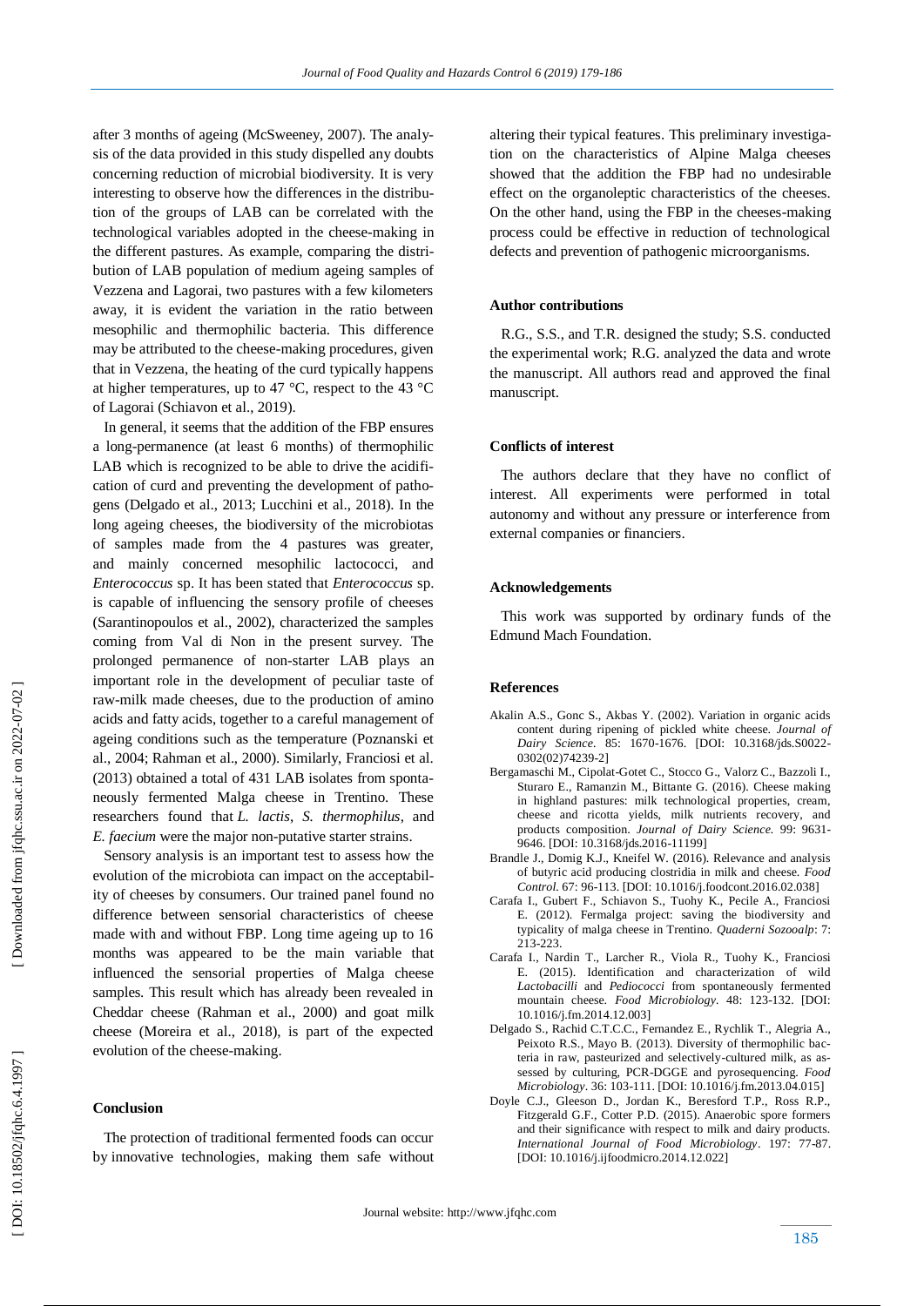after 3 months of ageing (McSweeney, 2007). The analysis of the data provided in this study dispelled any doubts concerning reduction of microbial biodiversity. It is very interesting to observe how the differences in the distribution of the groups of LAB can be correlated with the technological variables adopted in the cheese-making in the different pastures. As example, comparing the distribution of LAB population of medium ageing samples of Vezzena and Lagorai, two pastures with a few kilometers away, it is evident the variation in the ratio between mesophilic and thermophilic bacteria. This difference may be attributed to the cheese-making procedures, given that in Vezzena, the heating of the curd typically happens at higher temperatures, up to 47 °C, respect to the 43 °C of Lagorai (Schiavon et al., 2019).

In general, it seems that the addition of the FBP ensures a long-permanence (at least 6 months) of thermophilic LAB which is recognized to be able to drive the acidification of curd and preventing the development of pathogens (Delgado et al., 2013; Lucchini et al., 2018). In the long ageing cheeses, the biodiversity of the microbiotas of samples made from the 4 pastures was greater, and mainly concerned mesophilic lactococci, and *Enterococcus* sp. It has been stated that *Enterococcus* sp. is capable of influencing the sensory profile of cheeses (Sarantinopoulos et al., 2002), characterized the samples coming from Val di Non in the present survey. The prolonged permanence of non-starter LAB plays an important role in the development of peculiar taste of raw-milk made cheeses, due to the production of amino acids and fatty acids, together to a careful management of ageing conditions such as the temperature (Poznanski et al., 2004; Rahman et al., 2000). Similarly, Franciosi et al. (2013) obtained a total of 431 LAB isolates from spontaneously fermented Malga cheese in Trentino. These researchers found that *L. lactis*, *S. thermophilus*, and *E. faecium* were the major non-putative starter strains.

Sensory analysis is an important test to assess how the evolution of the microbiota can impact on the acceptability of cheeses by consumers. Our trained panel found no difference between sensorial characteristics of cheese made with and without FBP. Long time ageing up to 16 months was appeared to be the main variable that influenced the sensorial properties of Malga cheese samples. This result which has already been revealed in Cheddar cheese (Rahman et al., 2000) and goat milk cheese (Moreira et al., 2018), is part of the expected evolution of the cheese-making.

## Conclusion

The protection of traditional fermented foods can occur by innovative technologies, making them safe without altering their typical features. This preliminary investigation on the characteristics of Alpine Malga cheeses showed that the addition the FBP had no undesirable effect on the organoleptic characteristics of the cheeses. On the other hand, using the FBP in the cheeses-making process could be effective in reduction of technological defects and prevention of pathogenic microorganisms.

## Author contributions

R.G., S.S., and T.R. designed the study; S.S. conducted the experimental work; R.G. analyzed the data and wrote the manuscript. All authors read and approved the final manuscript.

## Conflicts of interest

The authors declare that they have no conflict of interest. All experiments were performed in total autonomy and without any pressure or interference from external companies or financiers.

## Acknowledgements

This work was supported by ordinary funds of the Edmund Mach Foundation.

## References

Akalin A.S., Gonc S., Akbas Y. (2002). Variation in organic acids content during ripening of pickled white cheese. *Journal of Dairy Science*. 85: 1670-1676. [DOI: 10.3168/jds.S0022-0302(02)74239-2]

Bergamaschi M., Cipolat-Gotet C., Stocco G., Valorz C., Bazzoli I., Sturaro E., Ramanzin M., Bittante G. (2016). Cheese making in highland pastures: milk technological properties, cream, cheese and ricotta yields, milk nutrients recovery, and products composition. *Journal of Dairy Science.* 99: 9631-9646. [DOI: 10.3168/jds.2016-11199]

Brandle J., Domig K.J., Kneifel W. (2016). Relevance and analysis of butyric acid producing clostridia in milk and cheese. *Food Control.* 67: 96-113. [DOI: 10.1016/j.foodcont.2016.02.038]

Carafa I., Gubert F., Schiavon S., Tuohy K., Pecile A., Franciosi E. (2012). Fermalga project: saving the biodiversity and typicality of malga cheese in Trentino. *Quaderni Sozooalp*: 7: 213-223.

Carafa I., Nardin T., Larcher R., Viola R., Tuohy K., Franciosi E. (2015). Identification and characterization of wild *Lactobacilli* and *Pediococci* from spontaneously fermented mountain cheese. *Food Microbiology.* 48: 123-132. [DOI: 10.1016/j.fm.2014.12.003]

Delgado S., Rachid C.T.C.C., Fernandez E., Rychlik T., Alegria A., Peixoto R.S., Mayo B. (2013). Diversity of thermophilic bacteria in raw, pasteurized and selectively-cultured milk, as assessed by culturing, PCR-DGGE and pyrosequencing. *Food Microbiology*. 36: 103-111. [DOI: 10.1016/j.fm.2013.04.015]

Doyle C.J., Gleeson D., Jordan K., Beresford T.P., Ross R.P., Fitzgerald G.F., Cotter P.D. (2015). Anaerobic spore formers and their significance with respect to milk and dairy products. *International Journal of Food Microbiology*. 197: 77-87. [DOI: 10.1016/j.ijfoodmicro.2014.12.022]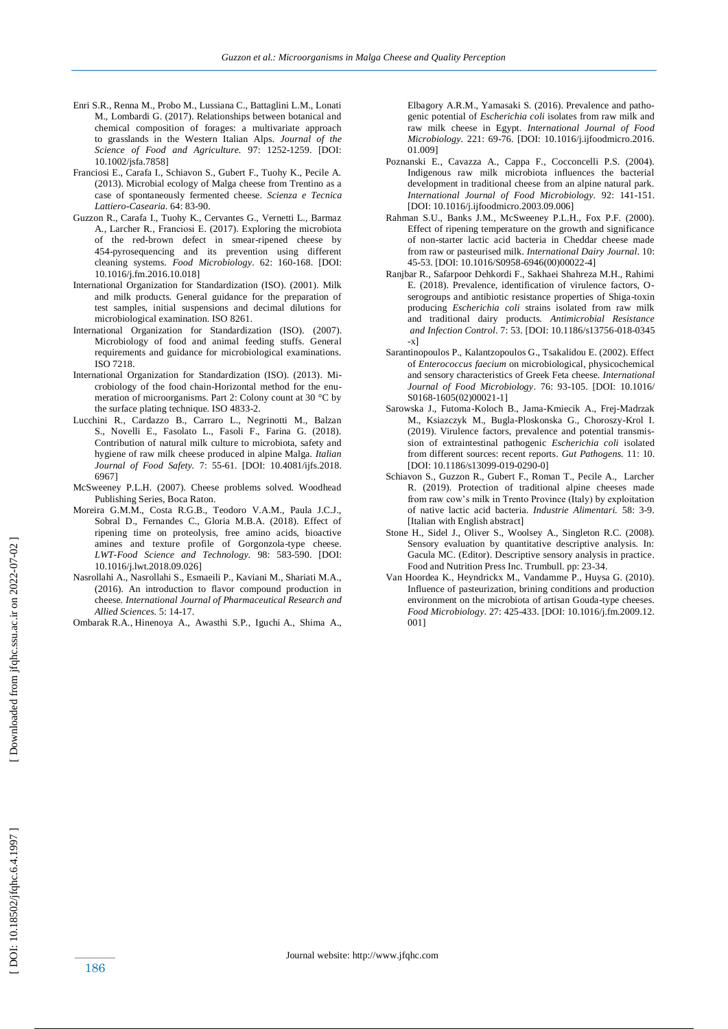Enri S.R., Renna M., Probo M., Lussiana C., Battaglini L.M., Lonati M., Lombardi G. (2017). Relationships between botanical and chemical composition of forages: a multivariate approach to grasslands in the Western Italian Alps. *Journal of the Science of Food and Agriculture*. 97: 1252-1259. [DOI: 10.1002/jsfa.7858]

Franciosi E., Carafa I., Schiavon S., Gubert F., Tuohy K., Pecile A. (2013). Microbial ecology of Malga cheese from Trentino as a case of spontaneously fermented cheese. *Scienza e Tecnica Lattiero-Casearia*. 64: 83-90.

Guzzon R., Carafa I., Tuohy K., Cervantes G., Vernetti L., Barmaz A., Larcher R., Franciosi E. (2017). Exploring the microbiota of the red-brown defect in smear-ripened cheese by 454-pyrosequencing and its prevention using different cleaning systems. *Food Microbiology*. 62: 160-168. [DOI: 10.1016/j.fm.2016.10.018]

International Organization for Standardization (ISO). (2001). Milk and milk products. General guidance for the preparation of test samples, initial suspensions and decimal dilutions for microbiological examination. ISO 8261.

International Organization for Standardization (ISO). (2007). Microbiology of food and animal feeding stuffs. General requirements and guidance for microbiological examinations. ISO 7218.

International Organization for Standardization (ISO). (2013). Microbiology of the food chain-Horizontal method for the enumeration of microorganisms. Part 2: Colony count at 30 °C by the surface plating technique. ISO 4833-2.

Lucchini R., Cardazzo B., Carraro L., Negrinotti M., Balzan S., Novelli E., Fasolato L., Fasoli F., Farina G. (2018). Contribution of natural milk culture to microbiota, safety and hygiene of raw milk cheese produced in alpine Malga. *Italian Journal of Food Safety*. 7: 55-61. [DOI: 10.4081/ijfs.2018.6967]

McSweeney P.L.H. (2007). Cheese problems solved. Woodhead Publishing Series, Boca Raton.

Moreira G.M.M., Costa R.G.B., Teodoro V.A.M., Paula J.C.J., Sobral D., Fernandes C., Gloria M.B.A. (2018). Effect of ripening time on proteolysis, free amino acids, bioactive amines and texture profile of Gorgonzola-type cheese. *LWT-Food Science and Technology*. 98: 583-590. [DOI: 10.1016/j.lwt.2018.09.026]

Nasrollahi A., Nasrollahi S., Esmaeili P., Kaviani M., Shariati M.A., (2016). An introduction to flavor compound production in cheese. *International Journal of Pharmaceutical Research and Allied Sciences*. 5: 14-17.

Ombarak R.A., Hinenoya A., Awasthi S.P., Iguchi A., Shima A., Elbagory A.R.M., Yamasaki S. (2016). Prevalence and pathogenic potential of *Escherichia coli* isolates from raw milk and raw milk cheese in Egypt. *International Journal of Food Microbiology*. 221: 69-76. [DOI: 10.1016/j.ijfoodmicro.2016.01.009]

Poznanski E., Cavazza A., Cappa F., Cocconcelli P.S. (2004). Indigenous raw milk microbiota influences the bacterial development in traditional cheese from an alpine natural park. *International Journal of Food Microbiology*. 92: 141-151. [DOI: 10.1016/j.ijfoodmicro.2003.09.006]

Rahman S.U., Banks J.M., McSweeney P.L.H., Fox P.F. (2000). Effect of ripening temperature on the growth and significance of non-starter lactic acid bacteria in Cheddar cheese made from raw or pasteurised milk. *International Dairy Journal*. 10: 45-53. [DOI: 10.1016/S0958-6946(00)00022-4]

Ranjbar R., Safarpoor Dehkordi F., Sakhaei Shahreza M.H., Rahimi E. (2018). Prevalence, identification of virulence factors, O-serogroups and antibiotic resistance properties of Shiga-toxin producing *Escherichia coli* strains isolated from raw milk and traditional dairy products. *Antimicrobial Resistance and Infection Control*. 7: 53. [DOI: 10.1186/s13756-018-0345-x]

Sarantinopoulos P., Kalantzopoulos G., Tsakalidou E. (2002). Effect of *Enterococcus faecium* on microbiological, physicochemical and sensory characteristics of Greek Feta cheese. *International Journal of Food Microbiology*. 76: 93-105. [DOI: 10.1016/S0168-1605(02)00021-1]

Sarowska J., Futoma-Koloch B., Jama-Kmiecik A., Frej-Madrzak M., Ksiazczyk M., Bugla-Ploskonska G., Choroszy-Krol I. (2019). Virulence factors, prevalence and potential transmission of extraintestinal pathogenic *Escherichia coli* isolated from different sources: recent reports. *Gut Pathogens*. 11: 10. [DOI: 10.1186/s13099-019-0290-0]

Schiavon S., Guzzon R., Gubert F., Roman T., Pecile A., Larcher R. (2019). Protection of traditional alpine cheeses made from raw cow's milk in Trento Province (Italy) by exploitation of native lactic acid bacteria. *Industrie Alimentari*. 58: 3-9. [Italian with English abstract]

Stone H., Sidel J., Oliver S., Woolsey A., Singleton R.C. (2008). Sensory evaluation by quantitative descriptive analysis. In: Gacula MC. (Editor). Descriptive sensory analysis in practice. Food and Nutrition Press Inc. Trumbull. pp: 23-34.

Van Hoordea K., Heyndrickx M., Vandamme P., Huysa G. (2010). Influence of pasteurization, brining conditions and production environment on the microbiota of artisan Gouda-type cheeses. *Food Microbiology*. 27: 425-433. [DOI: 10.1016/j.fm.2009.12.001]